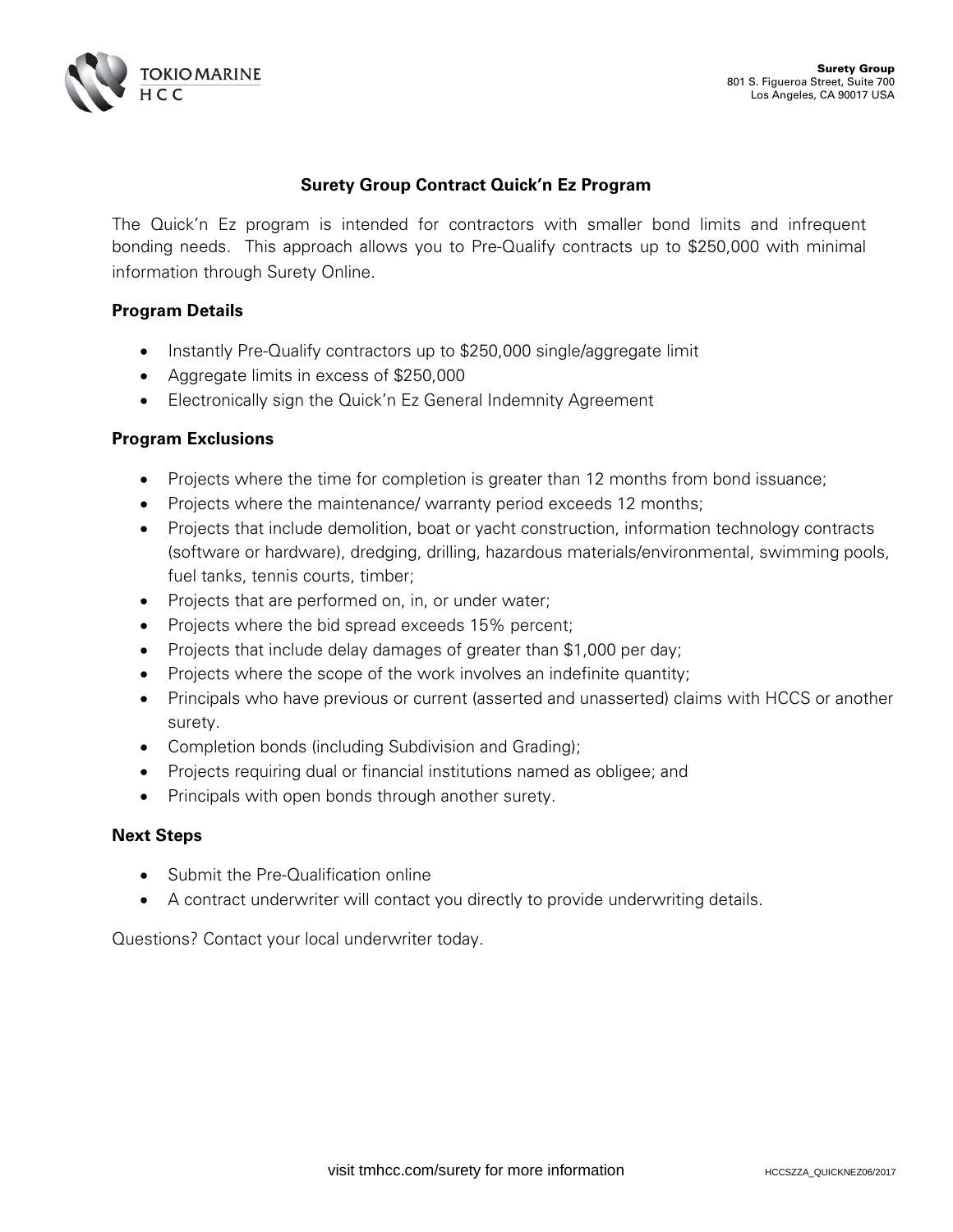Surety Group
801 S. Figueroa Street, Suite 700
Los Angeles, CA 90017 USA

## Surety Group Contract Quick'n Ez Program

The Quick'n Ez program is intended for contractors with smaller bond limits and infrequent bonding needs. This approach allows you to Pre-Qualify contracts up to $250,000 with minimal information through Surety Online.

### Program Details

- Instantly Pre-Qualify contractors up to $250,000 single/aggregate limit
- Aggregate limits in excess of $250,000
- Electronically sign the Quick'n Ez General Indemnity Agreement

### Program Exclusions

- Projects where the time for completion is greater than 12 months from bond issuance;
- Projects where the maintenance/ warranty period exceeds 12 months;
- Projects that include demolition, boat or yacht construction, information technology contracts (software or hardware), dredging, drilling, hazardous materials/environmental, swimming pools, fuel tanks, tennis courts, timber;
- Projects that are performed on, in, or under water;
- Projects where the bid spread exceeds 15% percent;
- Projects that include delay damages of greater than $1,000 per day;
- Projects where the scope of the work involves an indefinite quantity;
- Principals who have previous or current (asserted and unasserted) claims with HCCS or another surety.
- Completion bonds (including Subdivision and Grading);
- Projects requiring dual or financial institutions named as obligee; and
- Principals with open bonds through another surety.

### Next Steps

- Submit the Pre-Qualification online
- A contract underwriter will contact you directly to provide underwriting details.

Questions? Contact your local underwriter today.

visit tmhcc.com/surety for more information

HCCSZZA_QUICKNEZ06/2017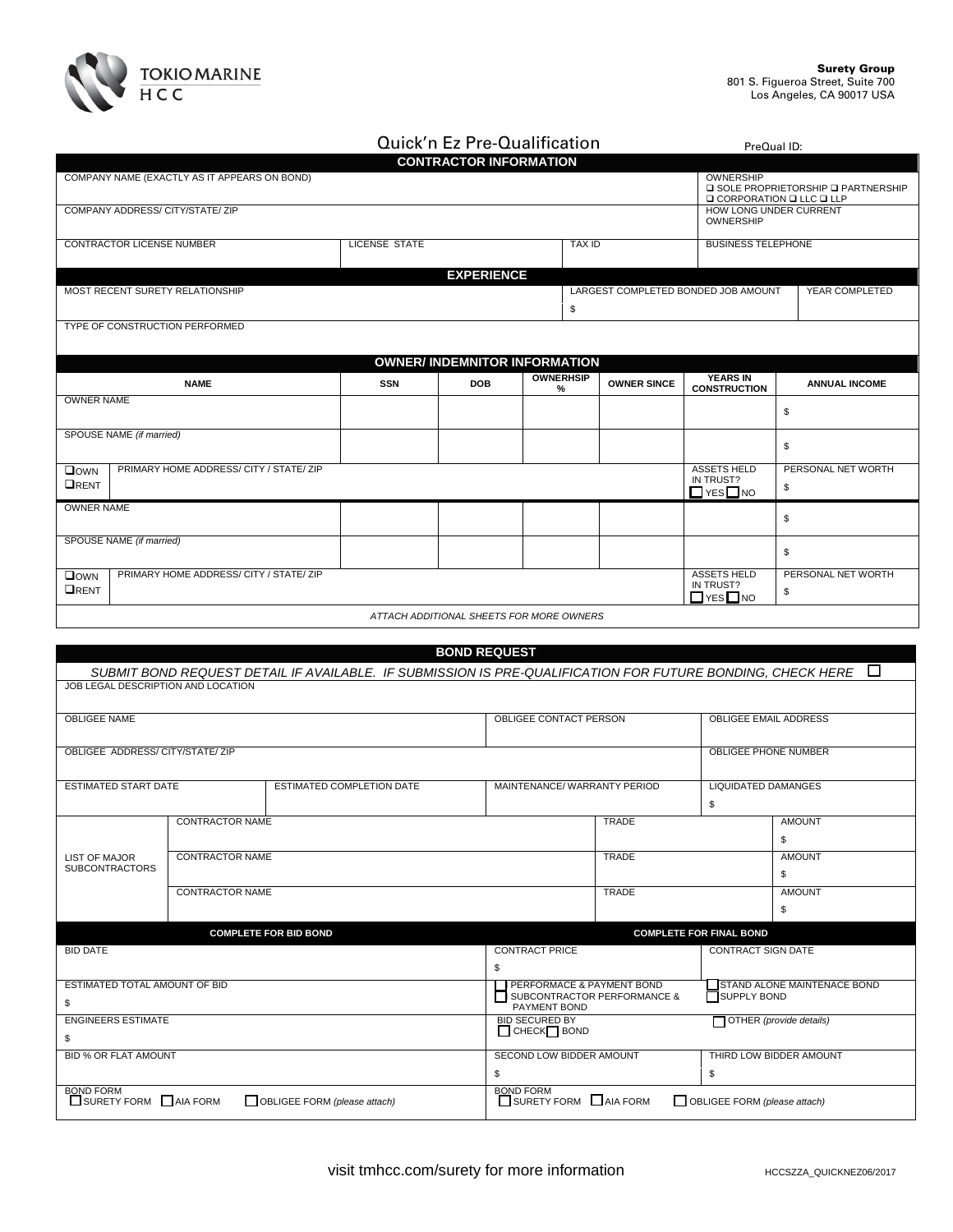TOKIO MARINE HCC

**Surety Group**
801 S. Figueroa Street, Suite 700
Los Angeles, CA 90017 USA

# Quick'n Ez Pre-Qualification

PreQual ID:

## CONTRACTOR INFORMATION

| COMPANY NAME (EXACTLY AS IT APPEARS ON BOND) | | | OWNERSHIP ❑ SOLE PROPRIETORSHIP ❑ PARTNERSHIP ❑ CORPORATION ❑ LLC ❑ LLP |
|---|---|---|---|
| COMPANY ADDRESS/ CITY/STATE/ ZIP | | | HOW LONG UNDER CURRENT OWNERSHIP |
| CONTRACTOR LICENSE NUMBER | LICENSE STATE | TAX ID | BUSINESS TELEPHONE |

## EXPERIENCE

| MOST RECENT SURETY RELATIONSHIP | LARGEST COMPLETED BONDED JOB AMOUNT | YEAR COMPLETED |
|---|---|---|
| | $ | |
| TYPE OF CONSTRUCTION PERFORMED | | |

## OWNER/ INDEMNITOR INFORMATION

| NAME | | SSN | DOB | OWNERHSIP % | OWNER SINCE | YEARS IN CONSTRUCTION | ANNUAL INCOME |
|---|---|---|---|---|---|---|---|
| OWNER NAME | | | | | | | $ |
| SPOUSE NAME *(if married)* | | | | | | | $ |
| ❑OWN ❑RENT | PRIMARY HOME ADDRESS/ CITY / STATE/ ZIP | | | | | ASSETS HELD IN TRUST? ☐ YES ☐ NO | PERSONAL NET WORTH $ |
| OWNER NAME | | | | | | | $ |
| SPOUSE NAME *(if married)* | | | | | | | $ |
| ❑OWN ❑RENT | PRIMARY HOME ADDRESS/ CITY / STATE/ ZIP | | | | | ASSETS HELD IN TRUST? ☐ YES ☐ NO | PERSONAL NET WORTH $ |

*ATTACH ADDITIONAL SHEETS FOR MORE OWNERS*

## BOND REQUEST

*SUBMIT BOND REQUEST DETAIL IF AVAILABLE. IF SUBMISSION IS PRE-QUALIFICATION FOR FUTURE BONDING, CHECK HERE* ☐

| JOB LEGAL DESCRIPTION AND LOCATION | | | |
|---|---|---|---|
| OBLIGEE NAME | | OBLIGEE CONTACT PERSON | OBLIGEE EMAIL ADDRESS |
| OBLIGEE ADDRESS/ CITY/STATE/ ZIP | | | OBLIGEE PHONE NUMBER |
| ESTIMATED START DATE | ESTIMATED COMPLETION DATE | MAINTENANCE/ WARRANTY PERIOD | LIQUIDATED DAMANGES $ |

| LIST OF MAJOR SUBCONTRACTORS | CONTRACTOR NAME | TRADE | AMOUNT |
|---|---|---|---|
| | | | $ |
| | CONTRACTOR NAME | TRADE | AMOUNT |
| | | | $ |
| | CONTRACTOR NAME | TRADE | AMOUNT |
| | | | $ |

| COMPLETE FOR BID BOND | COMPLETE FOR FINAL BOND | |
|---|---|---|
| BID DATE | CONTRACT PRICE $ | CONTRACT SIGN DATE |
| ESTIMATED TOTAL AMOUNT OF BID $ | ☐ PERFORMACE & PAYMENT BOND ☐ SUBCONTRACTOR PERFORMANCE & PAYMENT BOND | ☐ STAND ALONE MAINTENACE BOND ☐ SUPPLY BOND |
| ENGINEERS ESTIMATE $ | BID SECURED BY ☐ CHECK ☐ BOND | ☐ OTHER *(provide details)* |
| BID % OR FLAT AMOUNT | SECOND LOW BIDDER AMOUNT $ | THIRD LOW BIDDER AMOUNT $ |
| BOND FORM ☐ SURETY FORM ☐ AIA FORM ☐ OBLIGEE FORM *(please attach)* | BOND FORM ☐ SURETY FORM ☐ AIA FORM | ☐ OBLIGEE FORM *(please attach)* |

visit tmhcc.com/surety for more information

HCCSZZA_QUICKNEZ06/2017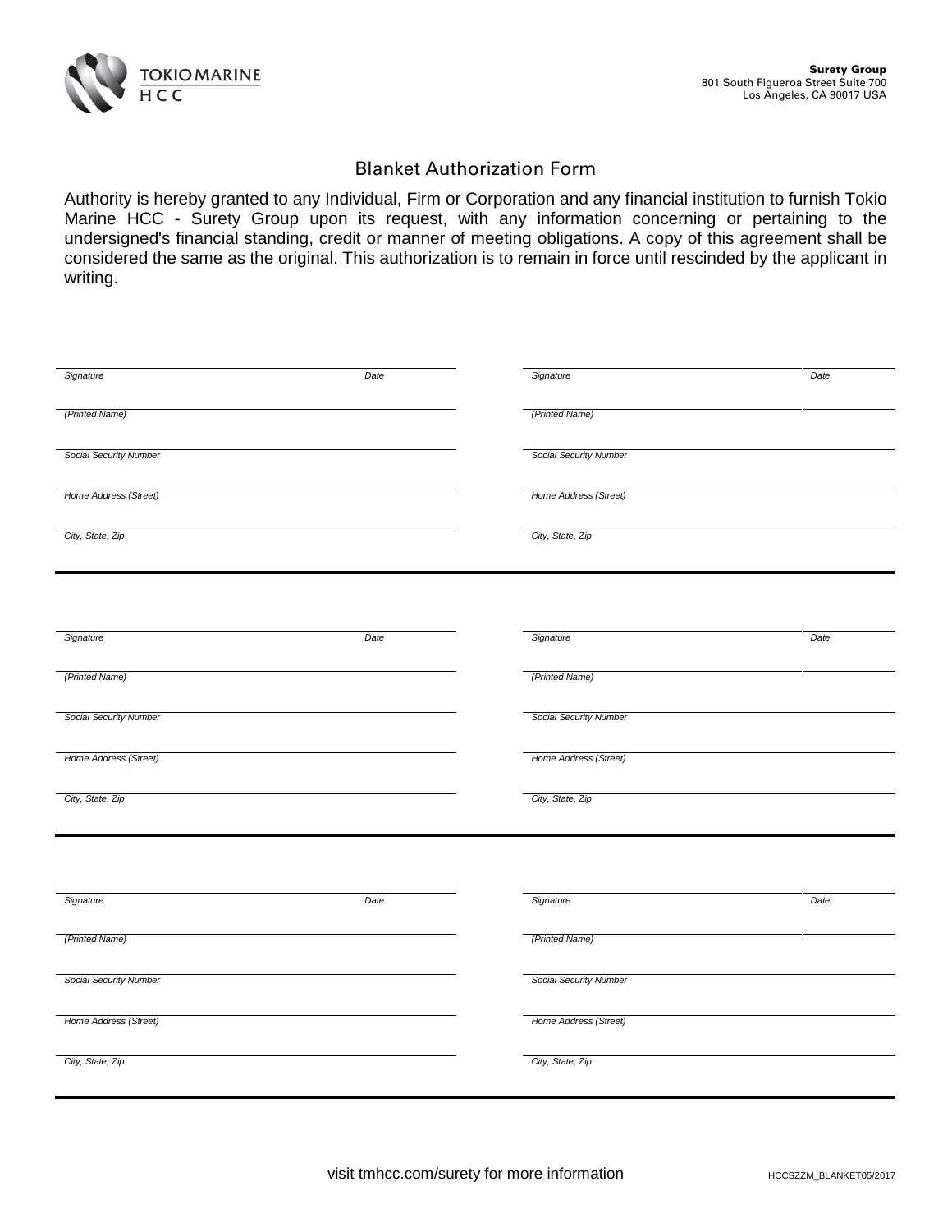TOKIO MARINE HCC

**Surety Group**
801 South Figueroa Street Suite 700
Los Angeles, CA 90017 USA

# Blanket Authorization Form

Authority is hereby granted to any Individual, Firm or Corporation and any financial institution to furnish Tokio Marine HCC - Surety Group upon its request, with any information concerning or pertaining to the undersigned's financial standing, credit or manner of meeting obligations. A copy of this agreement shall be considered the same as the original. This authorization is to remain in force until rescinded by the applicant in writing.

| | | | |
|---|---|---|---|
| *Signature* | *Date* | *Signature* | *Date* |
| *(Printed Name)* | | *(Printed Name)* | |
| *Social Security Number* | | *Social Security Number* | |
| *Home Address (Street)* | | *Home Address (Street)* | |
| *City, State, Zip* | | *City, State, Zip* | |

| | | | |
|---|---|---|---|
| *Signature* | *Date* | *Signature* | *Date* |
| *(Printed Name)* | | *(Printed Name)* | |
| *Social Security Number* | | *Social Security Number* | |
| *Home Address (Street)* | | *Home Address (Street)* | |
| *City, State, Zip* | | *City, State, Zip* | |

| | | | |
|---|---|---|---|
| *Signature* | *Date* | *Signature* | *Date* |
| *(Printed Name)* | | *(Printed Name)* | |
| *Social Security Number* | | *Social Security Number* | |
| *Home Address (Street)* | | *Home Address (Street)* | |
| *City, State, Zip* | | *City, State, Zip* | |

visit tmhcc.com/surety for more information

HCCSZZM_BLANKET05/2017